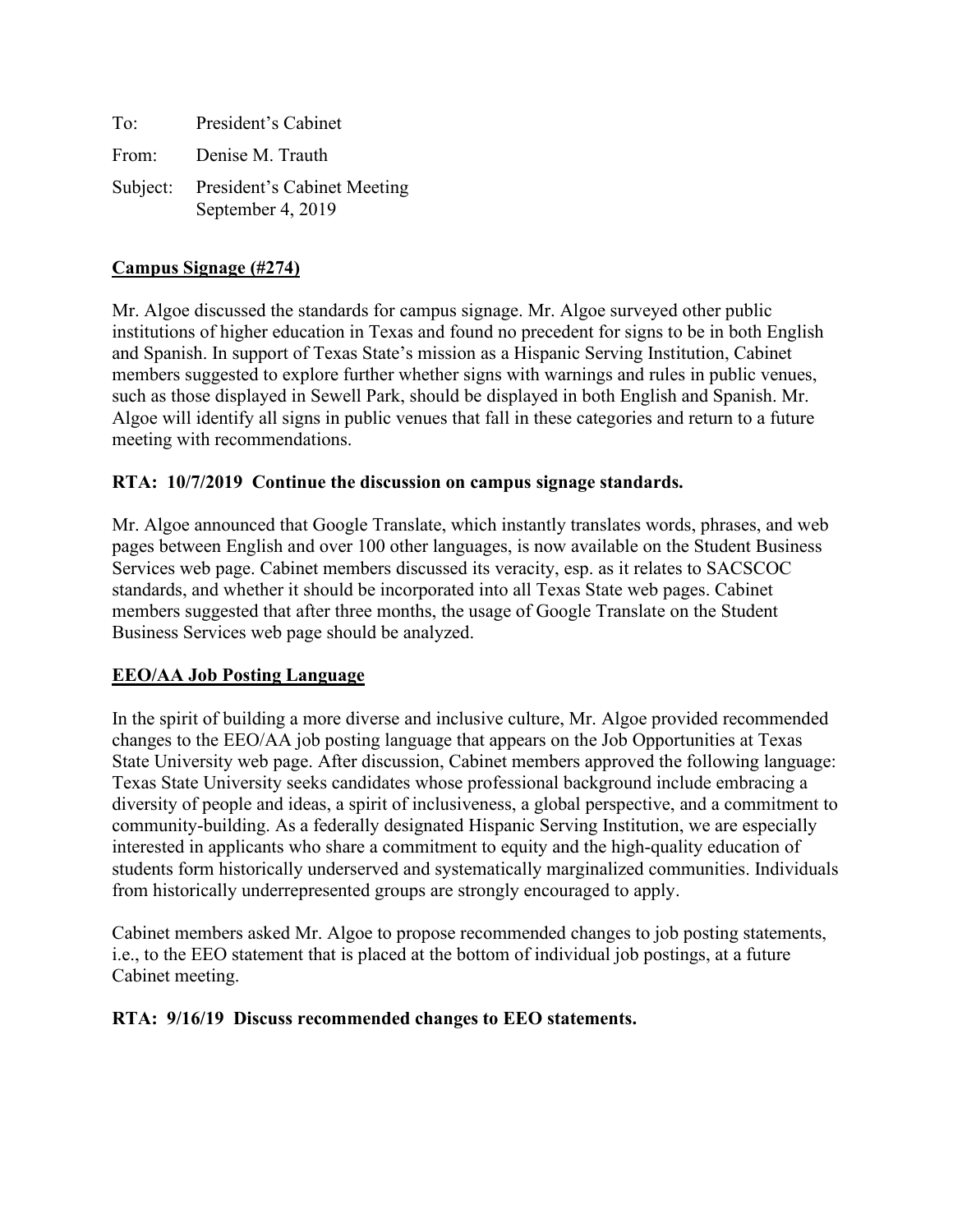To: President's Cabinet

From: Denise M. Trauth

Subject: President's Cabinet Meeting
September 4, 2019

**Campus Signage (#274)**

Mr. Algoe discussed the standards for campus signage. Mr. Algoe surveyed other public institutions of higher education in Texas and found no precedent for signs to be in both English and Spanish. In support of Texas State's mission as a Hispanic Serving Institution, Cabinet members suggested to explore further whether signs with warnings and rules in public venues, such as those displayed in Sewell Park, should be displayed in both English and Spanish. Mr. Algoe will identify all signs in public venues that fall in these categories and return to a future meeting with recommendations.

**RTA: 10/7/2019 Continue the discussion on campus signage standards.**

Mr. Algoe announced that Google Translate, which instantly translates words, phrases, and web pages between English and over 100 other languages, is now available on the Student Business Services web page. Cabinet members discussed its veracity, esp. as it relates to SACSCOC standards, and whether it should be incorporated into all Texas State web pages. Cabinet members suggested that after three months, the usage of Google Translate on the Student Business Services web page should be analyzed.

**EEO/AA Job Posting Language**

In the spirit of building a more diverse and inclusive culture, Mr. Algoe provided recommended changes to the EEO/AA job posting language that appears on the Job Opportunities at Texas State University web page. After discussion, Cabinet members approved the following language: Texas State University seeks candidates whose professional background include embracing a diversity of people and ideas, a spirit of inclusiveness, a global perspective, and a commitment to community-building. As a federally designated Hispanic Serving Institution, we are especially interested in applicants who share a commitment to equity and the high-quality education of students form historically underserved and systematically marginalized communities. Individuals from historically underrepresented groups are strongly encouraged to apply.

Cabinet members asked Mr. Algoe to propose recommended changes to job posting statements, i.e., to the EEO statement that is placed at the bottom of individual job postings, at a future Cabinet meeting.

**RTA: 9/16/19 Discuss recommended changes to EEO statements.**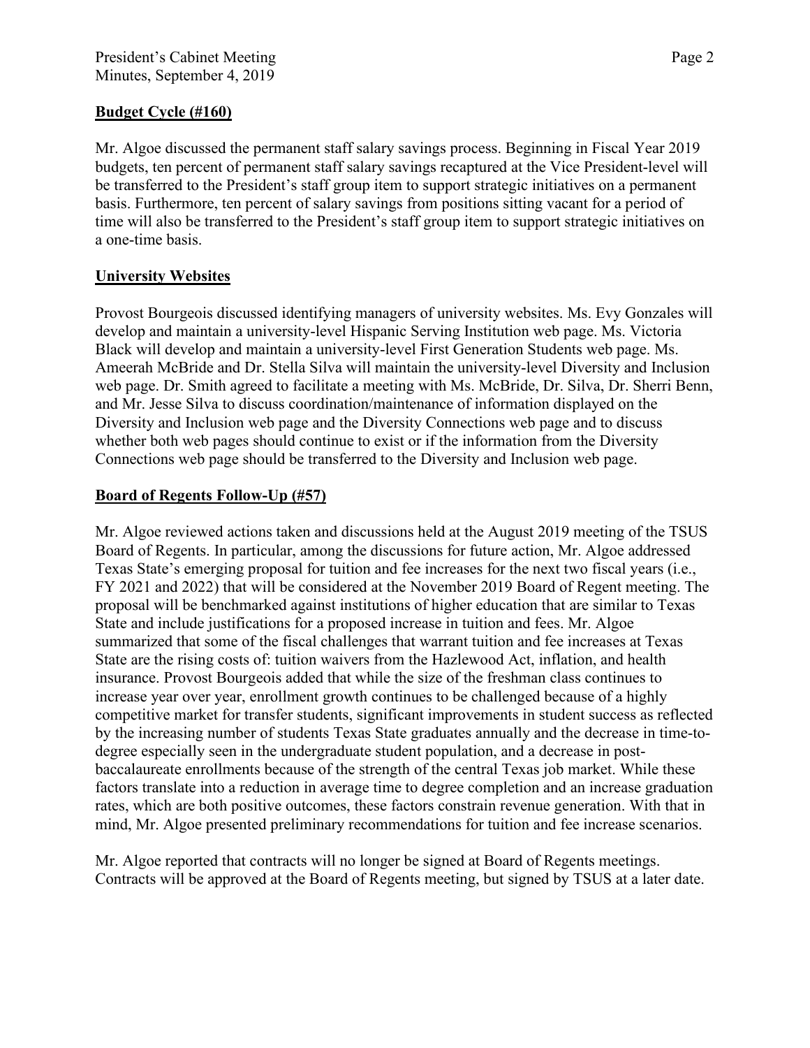## Budget Cycle (#160)

Mr. Algoe discussed the permanent staff salary savings process. Beginning in Fiscal Year 2019 budgets, ten percent of permanent staff salary savings recaptured at the Vice President-level will be transferred to the President's staff group item to support strategic initiatives on a permanent basis. Furthermore, ten percent of salary savings from positions sitting vacant for a period of time will also be transferred to the President's staff group item to support strategic initiatives on a one-time basis.

## University Websites

Provost Bourgeois discussed identifying managers of university websites. Ms. Evy Gonzales will develop and maintain a university-level Hispanic Serving Institution web page. Ms. Victoria Black will develop and maintain a university-level First Generation Students web page. Ms. Ameerah McBride and Dr. Stella Silva will maintain the university-level Diversity and Inclusion web page. Dr. Smith agreed to facilitate a meeting with Ms. McBride, Dr. Silva, Dr. Sherri Benn, and Mr. Jesse Silva to discuss coordination/maintenance of information displayed on the Diversity and Inclusion web page and the Diversity Connections web page and to discuss whether both web pages should continue to exist or if the information from the Diversity Connections web page should be transferred to the Diversity and Inclusion web page.

## Board of Regents Follow-Up (#57)

Mr. Algoe reviewed actions taken and discussions held at the August 2019 meeting of the TSUS Board of Regents. In particular, among the discussions for future action, Mr. Algoe addressed Texas State's emerging proposal for tuition and fee increases for the next two fiscal years (i.e., FY 2021 and 2022) that will be considered at the November 2019 Board of Regent meeting. The proposal will be benchmarked against institutions of higher education that are similar to Texas State and include justifications for a proposed increase in tuition and fees. Mr. Algoe summarized that some of the fiscal challenges that warrant tuition and fee increases at Texas State are the rising costs of: tuition waivers from the Hazlewood Act, inflation, and health insurance. Provost Bourgeois added that while the size of the freshman class continues to increase year over year, enrollment growth continues to be challenged because of a highly competitive market for transfer students, significant improvements in student success as reflected by the increasing number of students Texas State graduates annually and the decrease in time-to-degree especially seen in the undergraduate student population, and a decrease in post-baccalaureate enrollments because of the strength of the central Texas job market. While these factors translate into a reduction in average time to degree completion and an increase graduation rates, which are both positive outcomes, these factors constrain revenue generation. With that in mind, Mr. Algoe presented preliminary recommendations for tuition and fee increase scenarios.

Mr. Algoe reported that contracts will no longer be signed at Board of Regents meetings. Contracts will be approved at the Board of Regents meeting, but signed by TSUS at a later date.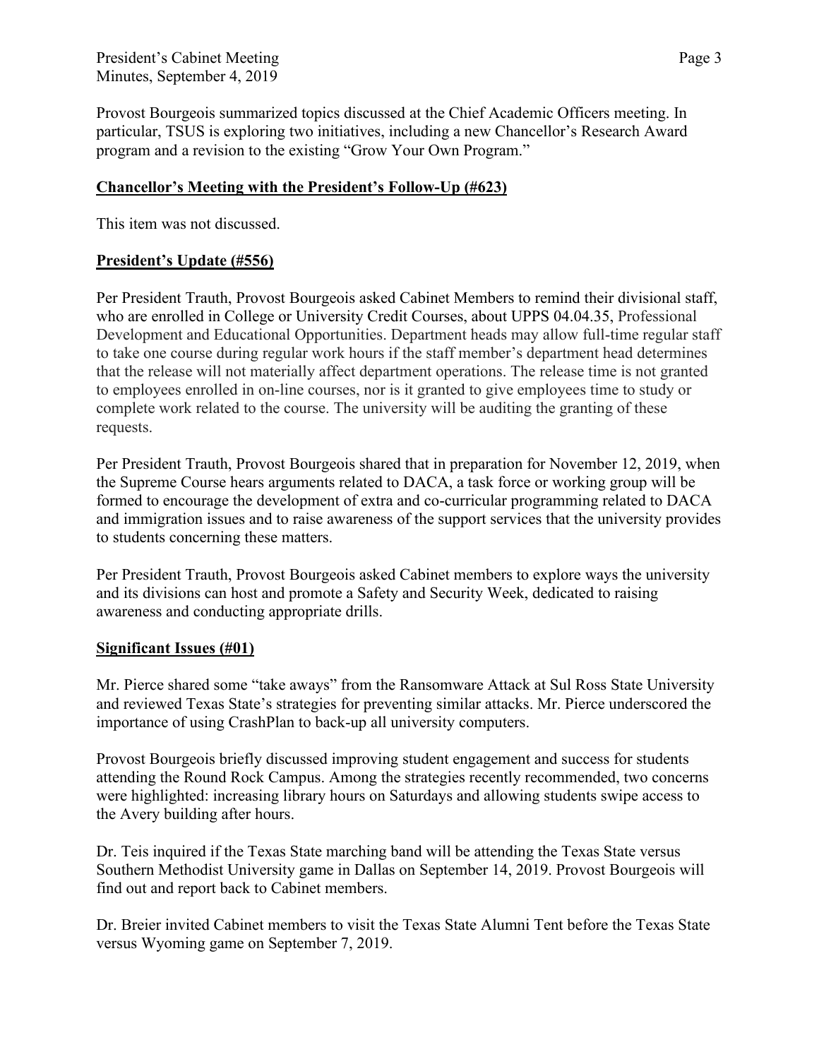Provost Bourgeois summarized topics discussed at the Chief Academic Officers meeting. In particular, TSUS is exploring two initiatives, including a new Chancellor's Research Award program and a revision to the existing "Grow Your Own Program."

**Chancellor's Meeting with the President's Follow-Up (#623)**

This item was not discussed.

**President's Update (#556)**

Per President Trauth, Provost Bourgeois asked Cabinet Members to remind their divisional staff, who are enrolled in College or University Credit Courses, about UPPS 04.04.35, Professional Development and Educational Opportunities. Department heads may allow full-time regular staff to take one course during regular work hours if the staff member's department head determines that the release will not materially affect department operations. The release time is not granted to employees enrolled in on-line courses, nor is it granted to give employees time to study or complete work related to the course. The university will be auditing the granting of these requests.

Per President Trauth, Provost Bourgeois shared that in preparation for November 12, 2019, when the Supreme Course hears arguments related to DACA, a task force or working group will be formed to encourage the development of extra and co-curricular programming related to DACA and immigration issues and to raise awareness of the support services that the university provides to students concerning these matters.

Per President Trauth, Provost Bourgeois asked Cabinet members to explore ways the university and its divisions can host and promote a Safety and Security Week, dedicated to raising awareness and conducting appropriate drills.

**Significant Issues (#01)**

Mr. Pierce shared some "take aways" from the Ransomware Attack at Sul Ross State University and reviewed Texas State's strategies for preventing similar attacks. Mr. Pierce underscored the importance of using CrashPlan to back-up all university computers.

Provost Bourgeois briefly discussed improving student engagement and success for students attending the Round Rock Campus. Among the strategies recently recommended, two concerns were highlighted: increasing library hours on Saturdays and allowing students swipe access to the Avery building after hours.

Dr. Teis inquired if the Texas State marching band will be attending the Texas State versus Southern Methodist University game in Dallas on September 14, 2019. Provost Bourgeois will find out and report back to Cabinet members.

Dr. Breier invited Cabinet members to visit the Texas State Alumni Tent before the Texas State versus Wyoming game on September 7, 2019.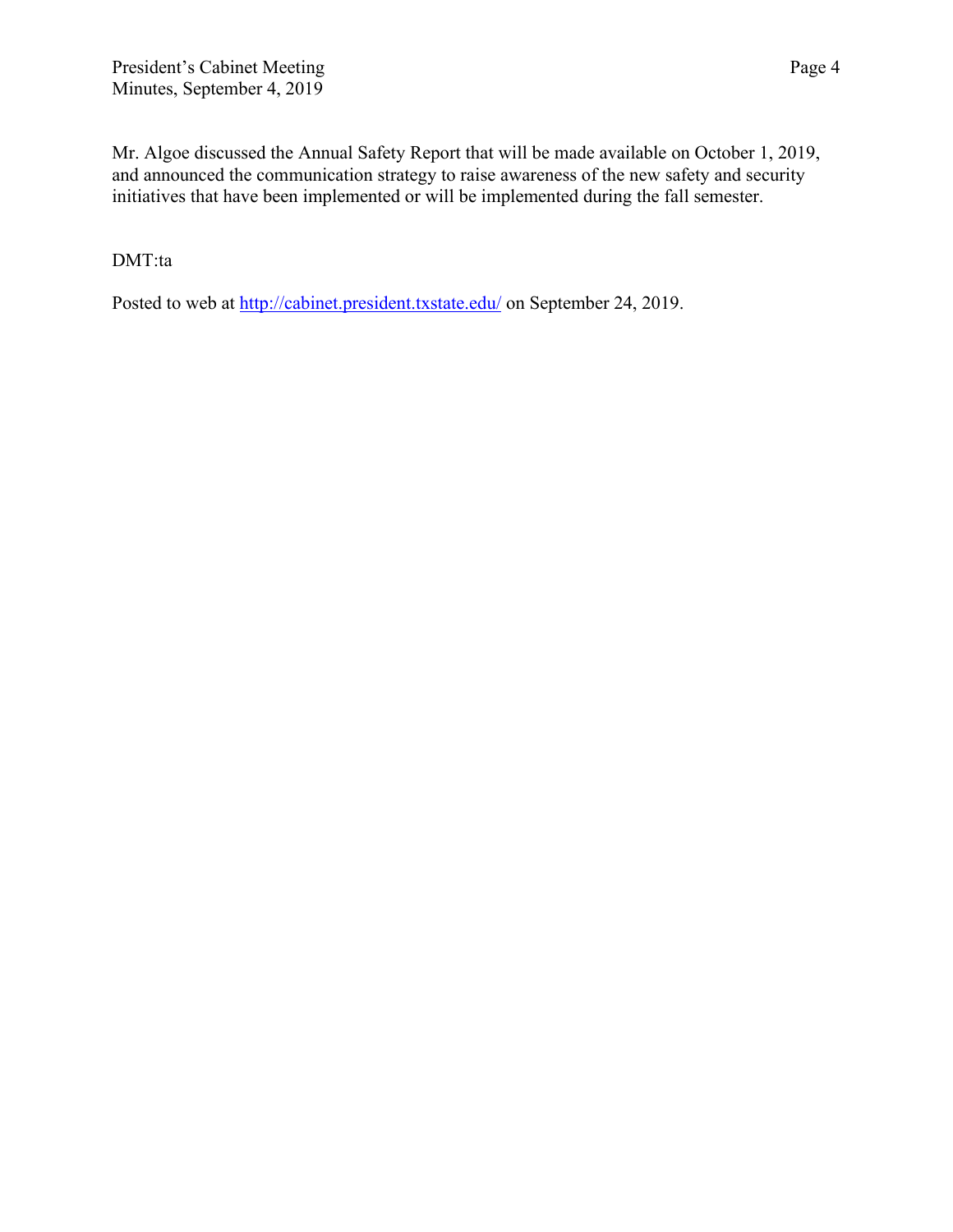Mr. Algoe discussed the Annual Safety Report that will be made available on October 1, 2019, and announced the communication strategy to raise awareness of the new safety and security initiatives that have been implemented or will be implemented during the fall semester.

DMT:ta

Posted to web at [http://cabinet.president.txstate.edu/](http://cabinet.president.txstate.edu/) on September 24, 2019.